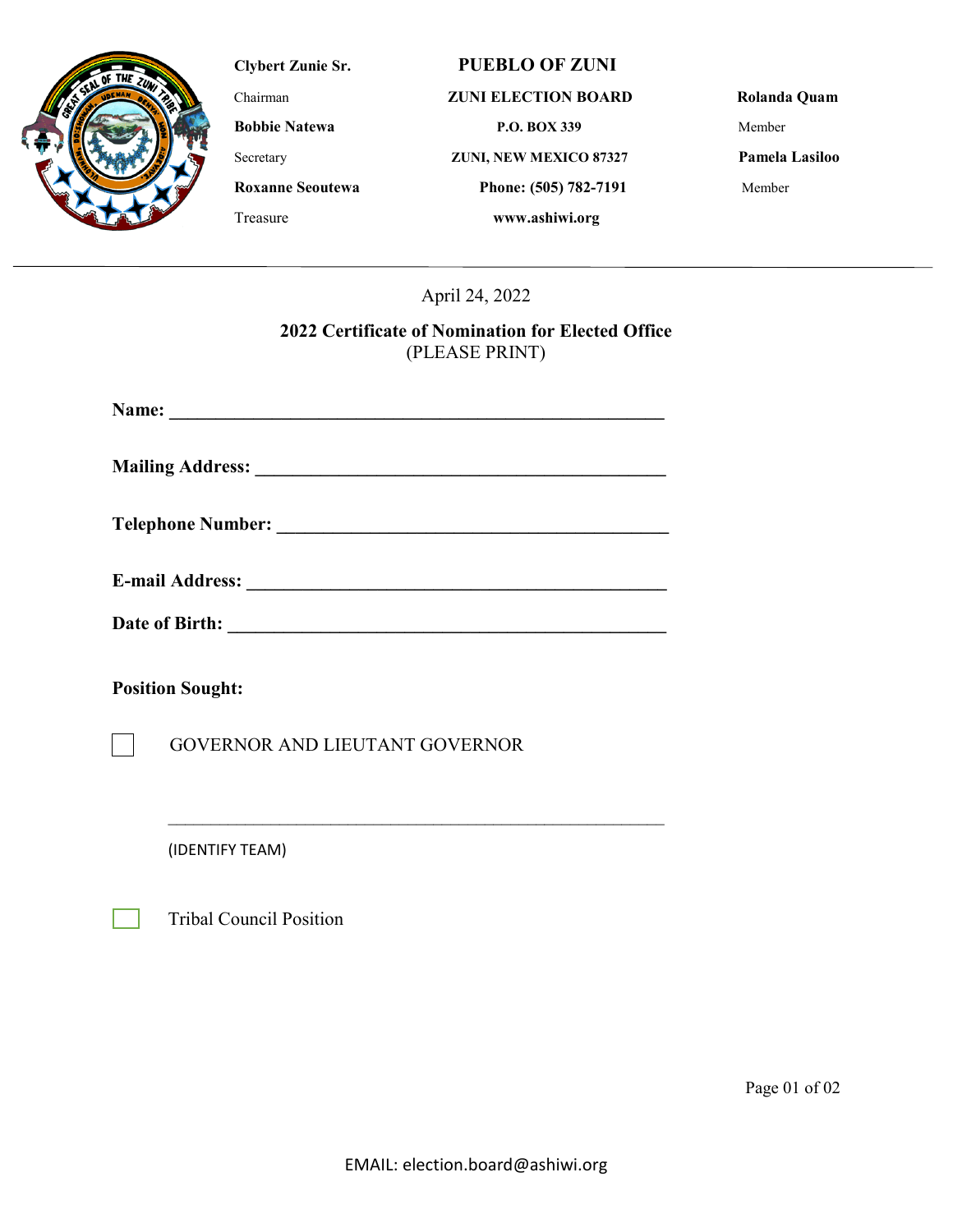**Clybert Zunie Sr.**
Chairman
**Bobbie Natewa**
Secretary
**Roxanne Seoutewa**
Treasure

**PUEBLO OF ZUNI**
**ZUNI ELECTION BOARD**
**P.O. BOX 339**
**ZUNI, NEW MEXICO 87327**
**Phone: (505) 782-7191**
**www.ashiwi.org**

**Rolanda Quam**
Member
**Pamela Lasiloo**
Member

---

April 24, 2022

**2022 Certificate of Nomination for Elected Office**
(PLEASE PRINT)

**Name:** ______________________________________________________

**Mailing Address:** ____________________________________________

**Telephone Number:** __________________________________________

**E-mail Address:** _____________________________________________

**Date of Birth:** ______________________________________________

**Position Sought:**

☐ GOVERNOR AND LIEUTANT GOVERNOR

______________________________________________________

(IDENTIFY TEAM)

☐ Tribal Council Position

EMAIL: election.board@ashiwi.org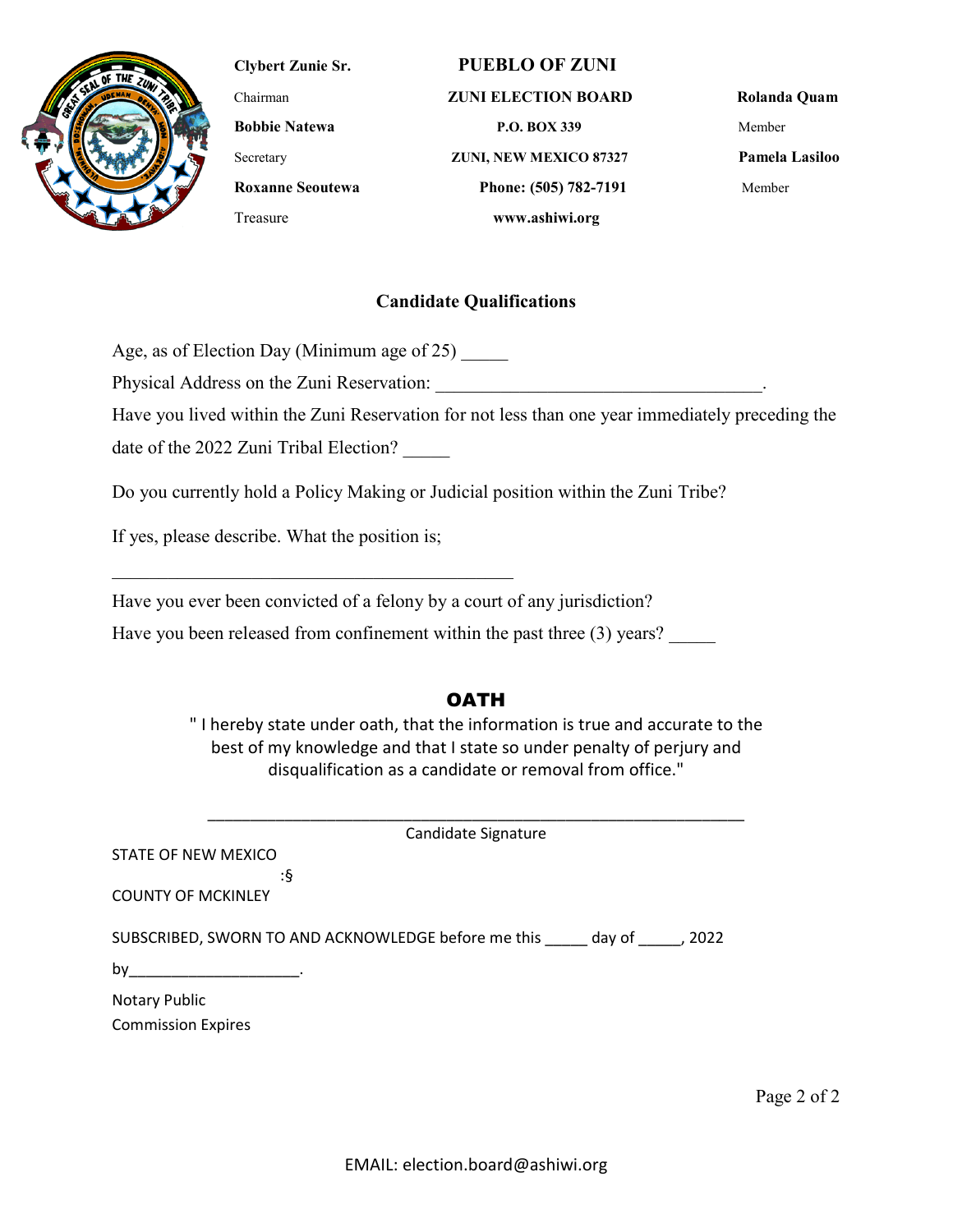**Clybert Zunie Sr.**
Chairman
**Bobbie Natewa**
Secretary
**Roxanne Seoutewa**
Treasure

**PUEBLO OF ZUNI**
**ZUNI ELECTION BOARD**
**P.O. BOX 339**
**ZUNI, NEW MEXICO 87327**
**Phone: (505) 782-7191**
**www.ashiwi.org**

**Rolanda Quam**
Member
**Pamela Lasiloo**
Member

## Candidate Qualifications

Age, as of Election Day (Minimum age of 25) _____

Physical Address on the Zuni Reservation: ____________________________________.

Have you lived within the Zuni Reservation for not less than one year immediately preceding the date of the 2022 Zuni Tribal Election? _____

Do you currently hold a Policy Making or Judicial position within the Zuni Tribe?

If yes, please describe. What the position is;

_____________________________________________

Have you ever been convicted of a felony by a court of any jurisdiction?

Have you been released from confinement within the past three (3) years? _____

## OATH

" I hereby state under oath, that the information is true and accurate to the best of my knowledge and that I state so under penalty of perjury and disqualification as a candidate or removal from office."

____________________________________________________________

Candidate Signature

STATE OF NEW MEXICO
:§
COUNTY OF MCKINLEY

SUBSCRIBED, SWORN TO AND ACKNOWLEDGE before me this _____ day of _____, 2022

by____________________.

Notary Public
Commission Expires

EMAIL: election.board@ashiwi.org